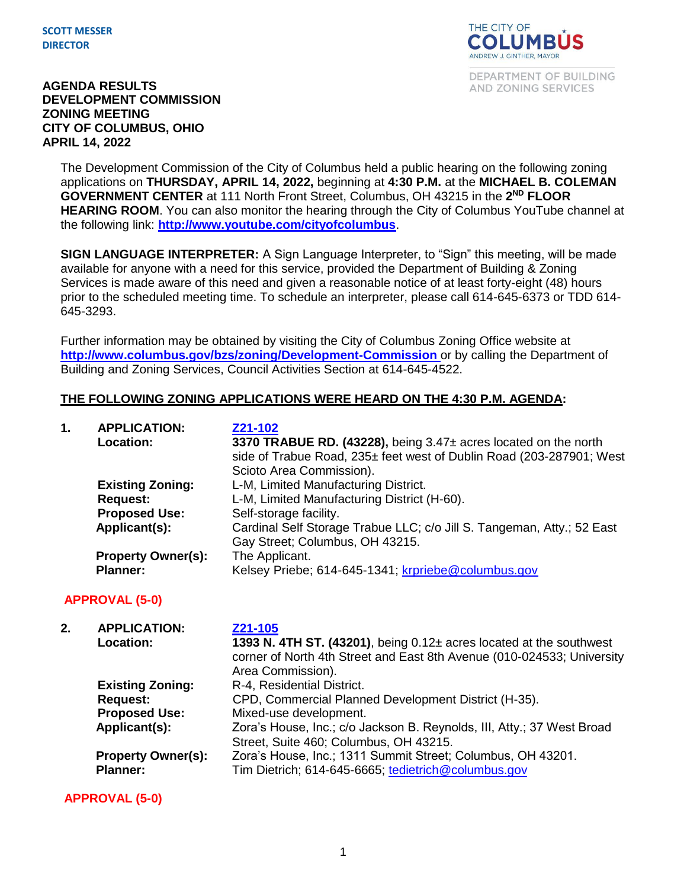SCOTT MESSER
DIRECTOR

THE CITY OF COLUMBUS
ANDREW J. GINTHER, MAYOR

DEPARTMENT OF BUILDING AND ZONING SERVICES

**AGENDA RESULTS**
**DEVELOPMENT COMMISSION**
**ZONING MEETING**
**CITY OF COLUMBUS, OHIO**
**APRIL 14, 2022**

The Development Commission of the City of Columbus held a public hearing on the following zoning applications on **THURSDAY, APRIL 14, 2022,** beginning at **4:30 P.M.** at the **MICHAEL B. COLEMAN GOVERNMENT CENTER** at 111 North Front Street, Columbus, OH 43215 in the **2ND FLOOR HEARING ROOM**. You can also monitor the hearing through the City of Columbus YouTube channel at the following link: **http://www.youtube.com/cityofcolumbus**.

**SIGN LANGUAGE INTERPRETER:** A Sign Language Interpreter, to "Sign" this meeting, will be made available for anyone with a need for this service, provided the Department of Building & Zoning Services is made aware of this need and given a reasonable notice of at least forty-eight (48) hours prior to the scheduled meeting time. To schedule an interpreter, please call 614-645-6373 or TDD 614-645-3293.

Further information may be obtained by visiting the City of Columbus Zoning Office website at **http://www.columbus.gov/bzs/zoning/Development-Commission** or by calling the Department of Building and Zoning Services, Council Activities Section at 614-645-4522.

**THE FOLLOWING ZONING APPLICATIONS WERE HEARD ON THE 4:30 P.M. AGENDA:**

**1. APPLICATION:** Z21-102
**Location:** **3370 TRABUE RD. (43228),** being 3.47± acres located on the north side of Trabue Road, 235± feet west of Dublin Road (203-287901; West Scioto Area Commission).
**Existing Zoning:** L-M, Limited Manufacturing District.
**Request:** L-M, Limited Manufacturing District (H-60).
**Proposed Use:** Self-storage facility.
**Applicant(s):** Cardinal Self Storage Trabue LLC; c/o Jill S. Tangeman, Atty.; 52 East Gay Street; Columbus, OH 43215.
**Property Owner(s):** The Applicant.
**Planner:** Kelsey Priebe; 614-645-1341; krpriebe@columbus.gov

**APPROVAL (5-0)**

**2. APPLICATION:** Z21-105
**Location:** **1393 N. 4TH ST. (43201)**, being 0.12± acres located at the southwest corner of North 4th Street and East 8th Avenue (010-024533; University Area Commission).
**Existing Zoning:** R-4, Residential District.
**Request:** CPD, Commercial Planned Development District (H-35).
**Proposed Use:** Mixed-use development.
**Applicant(s):** Zora's House, Inc.; c/o Jackson B. Reynolds, III, Atty.; 37 West Broad Street, Suite 460; Columbus, OH 43215.
**Property Owner(s):** Zora's House, Inc.; 1311 Summit Street; Columbus, OH 43201.
**Planner:** Tim Dietrich; 614-645-6665; tedietrich@columbus.gov

**APPROVAL (5-0)**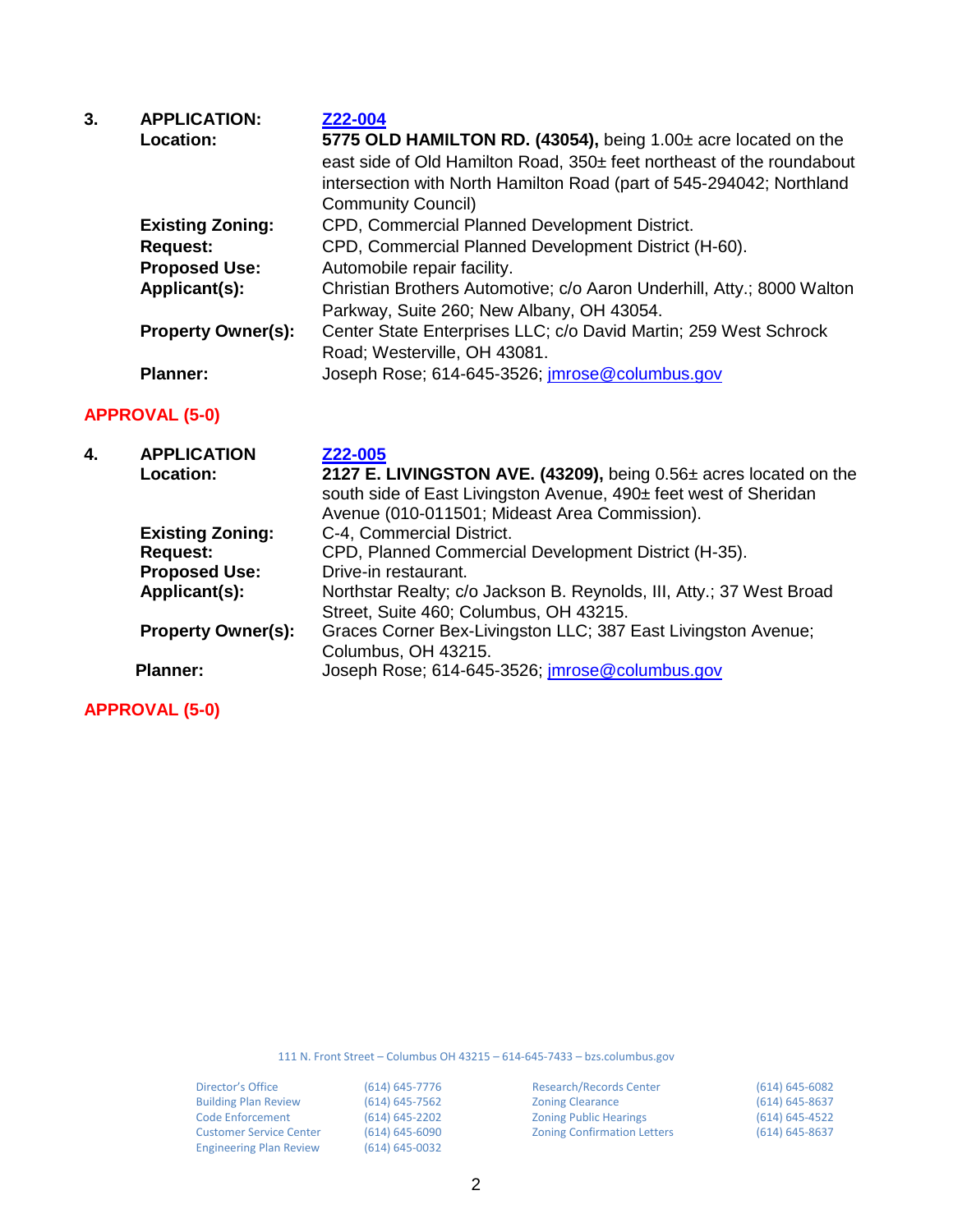**3. APPLICATION:** **Z22-004**

**Location:** **5775 OLD HAMILTON RD. (43054),** being 1.00± acre located on the east side of Old Hamilton Road, 350± feet northeast of the roundabout intersection with North Hamilton Road (part of 545-294042; Northland Community Council)

**Existing Zoning:** CPD, Commercial Planned Development District.

**Request:** CPD, Commercial Planned Development District (H-60).

**Proposed Use:** Automobile repair facility.

**Applicant(s):** Christian Brothers Automotive; c/o Aaron Underhill, Atty.; 8000 Walton Parkway, Suite 260; New Albany, OH 43054.

**Property Owner(s):** Center State Enterprises LLC; c/o David Martin; 259 West Schrock Road; Westerville, OH 43081.

**Planner:** Joseph Rose; 614-645-3526; jmrose@columbus.gov

**APPROVAL (5-0)**

**4. APPLICATION** **Z22-005**

**Location:** **2127 E. LIVINGSTON AVE. (43209),** being 0.56± acres located on the south side of East Livingston Avenue, 490± feet west of Sheridan Avenue (010-011501; Mideast Area Commission).

**Existing Zoning:** C-4, Commercial District.

**Request:** CPD, Planned Commercial Development District (H-35).

**Proposed Use:** Drive-in restaurant.

**Applicant(s):** Northstar Realty; c/o Jackson B. Reynolds, III, Atty.; 37 West Broad Street, Suite 460; Columbus, OH 43215.

**Property Owner(s):** Graces Corner Bex-Livingston LLC; 387 East Livingston Avenue; Columbus, OH 43215.

**Planner:** Joseph Rose; 614-645-3526; jmrose@columbus.gov

**APPROVAL (5-0)**

111 N. Front Street – Columbus OH 43215 – 614-645-7433 – bzs.columbus.gov

| | | | |
|---|---|---|---|
| Director's Office | (614) 645-7776 | Research/Records Center | (614) 645-6082 |
| Building Plan Review | (614) 645-7562 | Zoning Clearance | (614) 645-8637 |
| Code Enforcement | (614) 645-2202 | Zoning Public Hearings | (614) 645-4522 |
| Customer Service Center | (614) 645-6090 | Zoning Confirmation Letters | (614) 645-8637 |
| Engineering Plan Review | (614) 645-0032 | | |